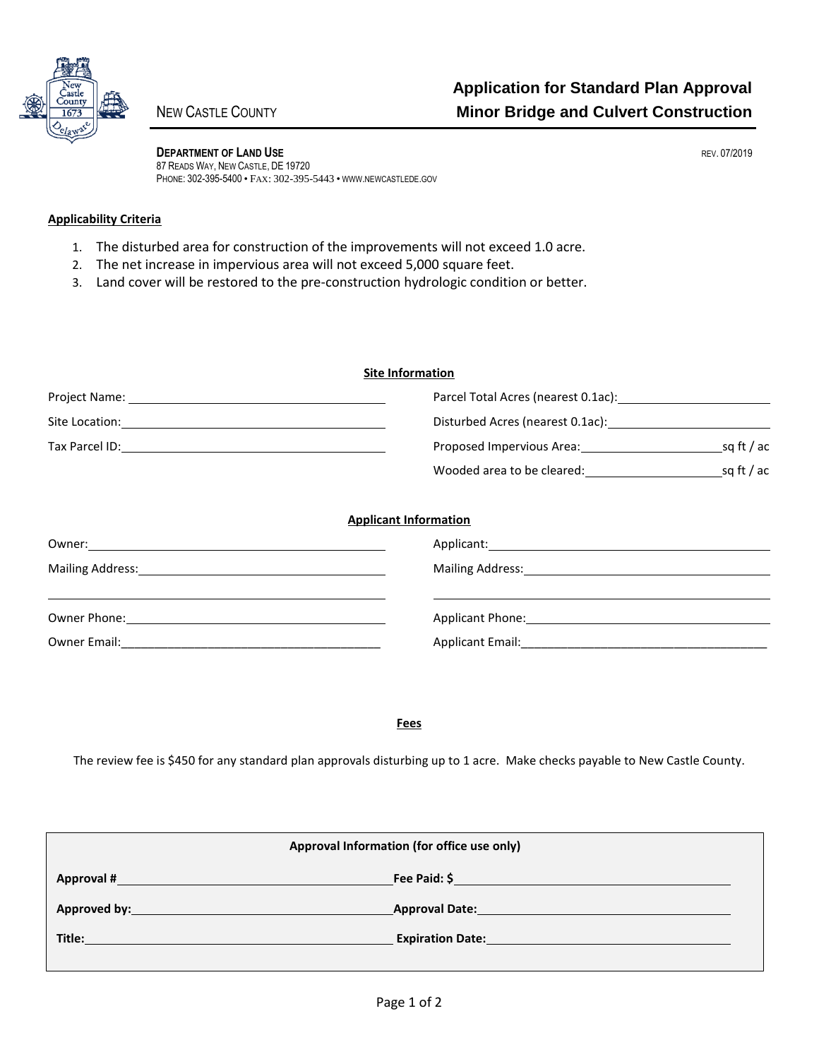# Application for Standard Plan Approval
# Minor Bridge and Culvert Construction

NEW CASTLE COUNTY

**DEPARTMENT OF LAND USE**
87 READS WAY, NEW CASTLE, DE 19720
PHONE: 302-395-5400 • FAX: 302-395-5443 • WWW.NEWCASTLEDE.GOV

REV. 07/2019

**Applicability Criteria**

1. The disturbed area for construction of the improvements will not exceed 1.0 acre.
2. The net increase in impervious area will not exceed 5,000 square feet.
3. Land cover will be restored to the pre-construction hydrologic condition or better.

**Site Information**

Project Name: ____________________

Site Location: ____________________

Tax Parcel ID: ____________________

Parcel Total Acres (nearest 0.1ac): ____________________

Disturbed Acres (nearest 0.1ac): ____________________

Proposed Impervious Area: ____________________ sq ft / ac

Wooded area to be cleared: ____________________ sq ft / ac

**Applicant Information**

Owner: ____________________

Mailing Address: ____________________

____________________

Owner Phone: ____________________

Owner Email: ____________________

Applicant: ____________________

Mailing Address: ____________________

____________________

Applicant Phone: ____________________

Applicant Email: ____________________

**Fees**

The review fee is $450 for any standard plan approvals disturbing up to 1 acre. Make checks payable to New Castle County.

**Approval Information (for office use only)**

| | |
|---|---|
| **Approval #** ____________________ | **Fee Paid: $** ____________________ |
| **Approved by:** ____________________ | **Approval Date:** ____________________ |
| **Title:** ____________________ | **Expiration Date:** ____________________ |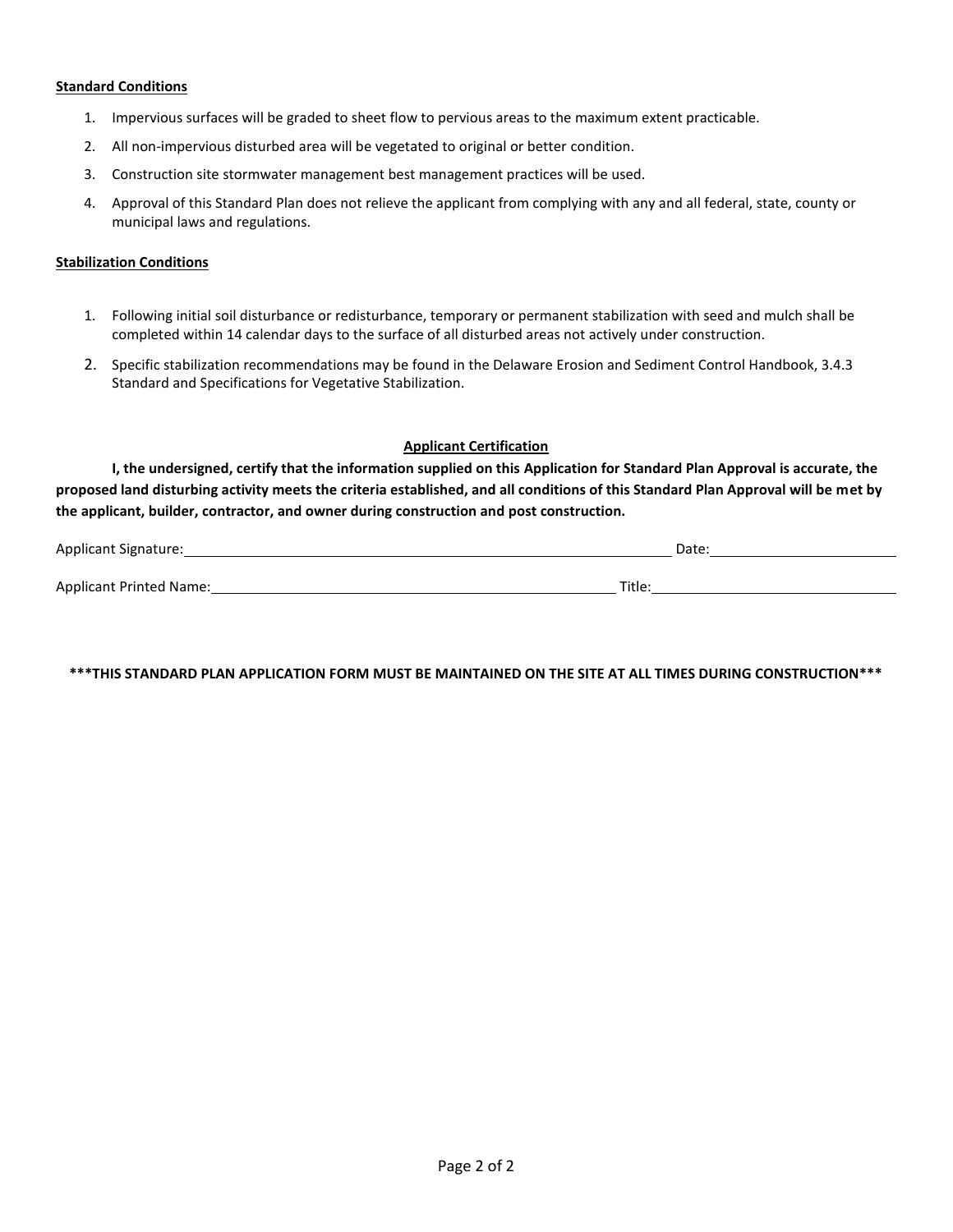**Standard Conditions**

1. Impervious surfaces will be graded to sheet flow to pervious areas to the maximum extent practicable.
2. All non-impervious disturbed area will be vegetated to original or better condition.
3. Construction site stormwater management best management practices will be used.
4. Approval of this Standard Plan does not relieve the applicant from complying with any and all federal, state, county or municipal laws and regulations.

**Stabilization Conditions**

1. Following initial soil disturbance or redisturbance, temporary or permanent stabilization with seed and mulch shall be completed within 14 calendar days to the surface of all disturbed areas not actively under construction.
2. Specific stabilization recommendations may be found in the Delaware Erosion and Sediment Control Handbook, 3.4.3 Standard and Specifications for Vegetative Stabilization.

**Applicant Certification**

**I, the undersigned, certify that the information supplied on this Application for Standard Plan Approval is accurate, the proposed land disturbing activity meets the criteria established, and all conditions of this Standard Plan Approval will be met by the applicant, builder, contractor, and owner during construction and post construction.**

Applicant Signature:______________________________________________ Date:____________________

Applicant Printed Name:_____________________________________ Title:__________________________

**\*\*\*THIS STANDARD PLAN APPLICATION FORM MUST BE MAINTAINED ON THE SITE AT ALL TIMES DURING CONSTRUCTION\*\*\***